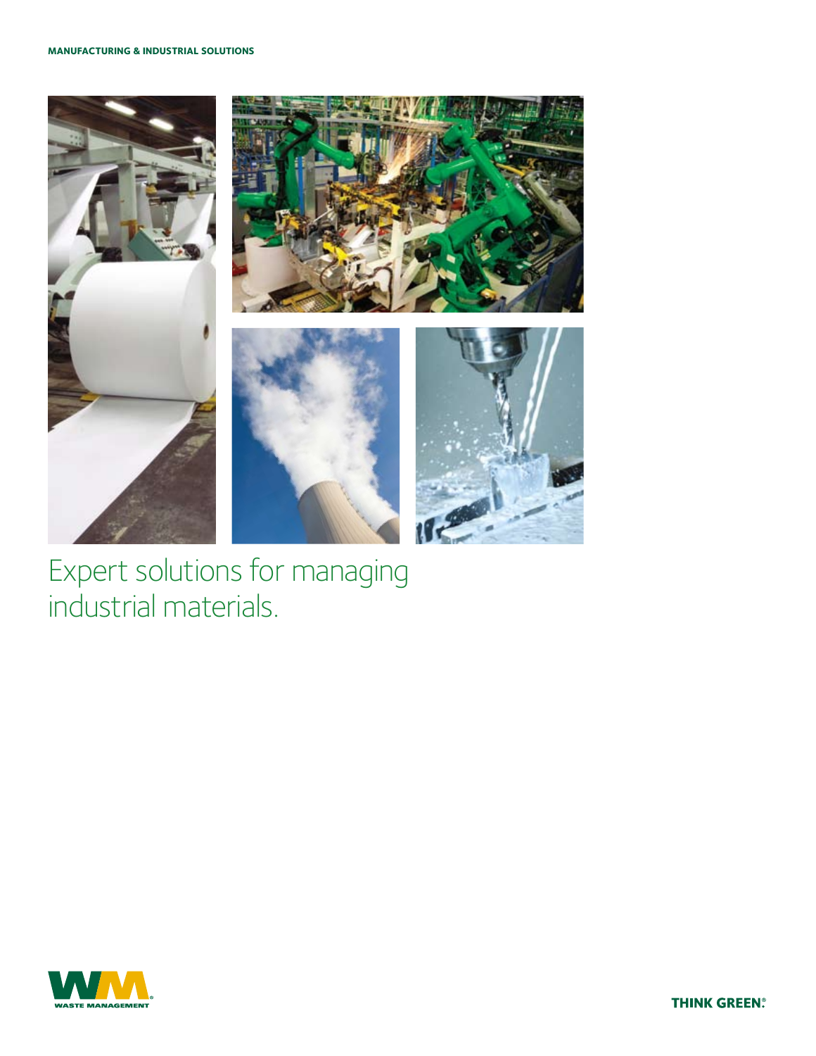MANUFACTURING & INDUSTRIAL SOLUTIONS

# Expert solutions for managing industrial materials.

WASTE MANAGEMENT

THINK GREEN.®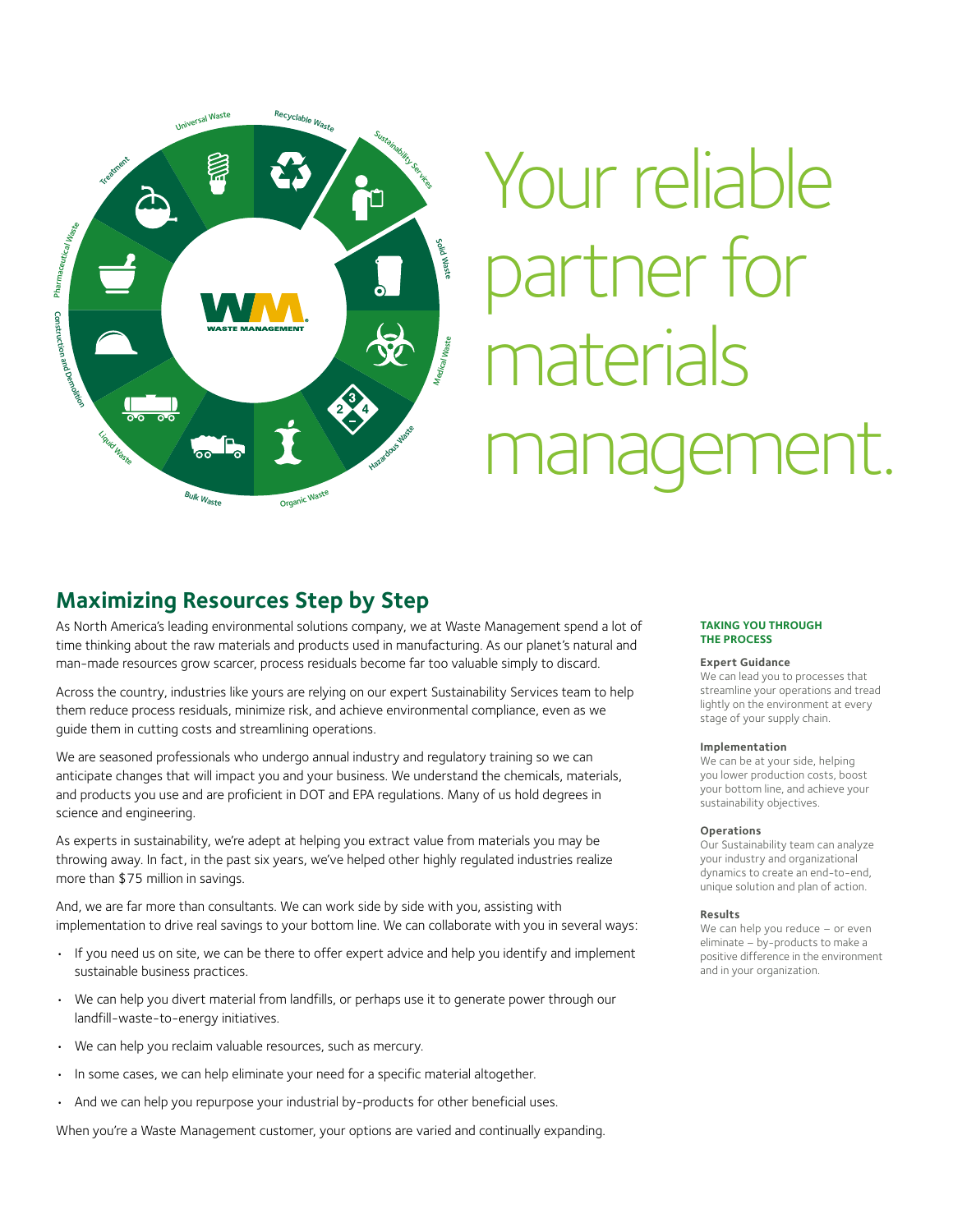# Your reliable partner for materials management.

## Maximizing Resources Step by Step

As North America's leading environmental solutions company, we at Waste Management spend a lot of time thinking about the raw materials and products used in manufacturing. As our planet's natural and man-made resources grow scarcer, process residuals become far too valuable simply to discard.

Across the country, industries like yours are relying on our expert Sustainability Services team to help them reduce process residuals, minimize risk, and achieve environmental compliance, even as we guide them in cutting costs and streamlining operations.

We are seasoned professionals who undergo annual industry and regulatory training so we can anticipate changes that will impact you and your business. We understand the chemicals, materials, and products you use and are proficient in DOT and EPA regulations. Many of us hold degrees in science and engineering.

As experts in sustainability, we're adept at helping you extract value from materials you may be throwing away. In fact, in the past six years, we've helped other highly regulated industries realize more than $75 million in savings.

And, we are far more than consultants. We can work side by side with you, assisting with implementation to drive real savings to your bottom line. We can collaborate with you in several ways:

- If you need us on site, we can be there to offer expert advice and help you identify and implement sustainable business practices.
- We can help you divert material from landfills, or perhaps use it to generate power through our landfill-waste-to-energy initiatives.
- We can help you reclaim valuable resources, such as mercury.
- In some cases, we can help eliminate your need for a specific material altogether.
- And we can help you repurpose your industrial by-products for other beneficial uses.

When you're a Waste Management customer, your options are varied and continually expanding.

### TAKING YOU THROUGH THE PROCESS

**Expert Guidance**
We can lead you to processes that streamline your operations and tread lightly on the environment at every stage of your supply chain.

**Implementation**
We can be at your side, helping you lower production costs, boost your bottom line, and achieve your sustainability objectives.

**Operations**
Our Sustainability team can analyze your industry and organizational dynamics to create an end-to-end, unique solution and plan of action.

**Results**
We can help you reduce – or even eliminate – by-products to make a positive difference in the environment and in your organization.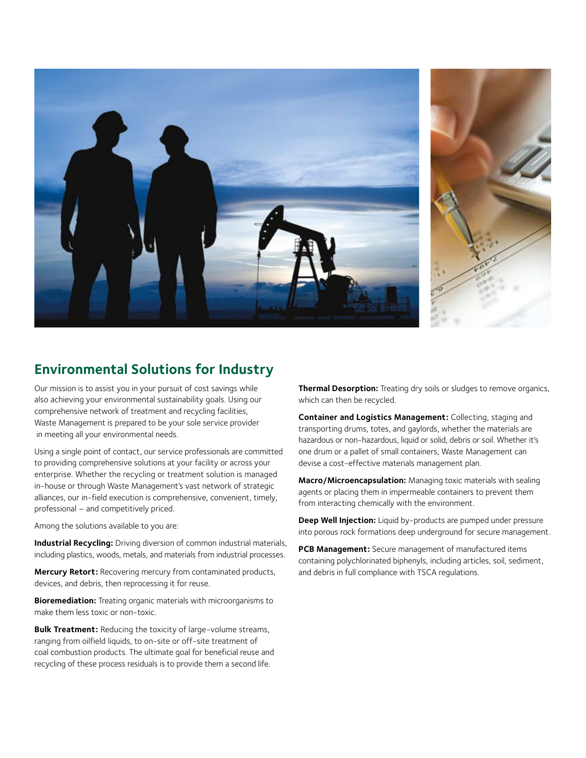## Environmental Solutions for Industry

Our mission is to assist you in your pursuit of cost savings while also achieving your environmental sustainability goals. Using our comprehensive network of treatment and recycling facilities, Waste Management is prepared to be your sole service provider in meeting all your environmental needs.

Using a single point of contact, our service professionals are committed to providing comprehensive solutions at your facility or across your enterprise. Whether the recycling or treatment solution is managed in-house or through Waste Management's vast network of strategic alliances, our in-field execution is comprehensive, convenient, timely, professional – and competitively priced.

Among the solutions available to you are:

**Industrial Recycling:** Driving diversion of common industrial materials, including plastics, woods, metals, and materials from industrial processes.

**Mercury Retort:** Recovering mercury from contaminated products, devices, and debris, then reprocessing it for reuse.

**Bioremediation:** Treating organic materials with microorganisms to make them less toxic or non-toxic.

**Bulk Treatment:** Reducing the toxicity of large-volume streams, ranging from oilfield liquids, to on-site or off-site treatment of coal combustion products. The ultimate goal for beneficial reuse and recycling of these process residuals is to provide them a second life.

**Thermal Desorption:** Treating dry soils or sludges to remove organics, which can then be recycled.

**Container and Logistics Management:** Collecting, staging and transporting drums, totes, and gaylords, whether the materials are hazardous or non-hazardous, liquid or solid, debris or soil. Whether it's one drum or a pallet of small containers, Waste Management can devise a cost-effective materials management plan.

**Macro/Microencapsulation:** Managing toxic materials with sealing agents or placing them in impermeable containers to prevent them from interacting chemically with the environment.

**Deep Well Injection:** Liquid by-products are pumped under pressure into porous rock formations deep underground for secure management.

**PCB Management:** Secure management of manufactured items containing polychlorinated biphenyls, including articles, soil, sediment, and debris in full compliance with TSCA regulations.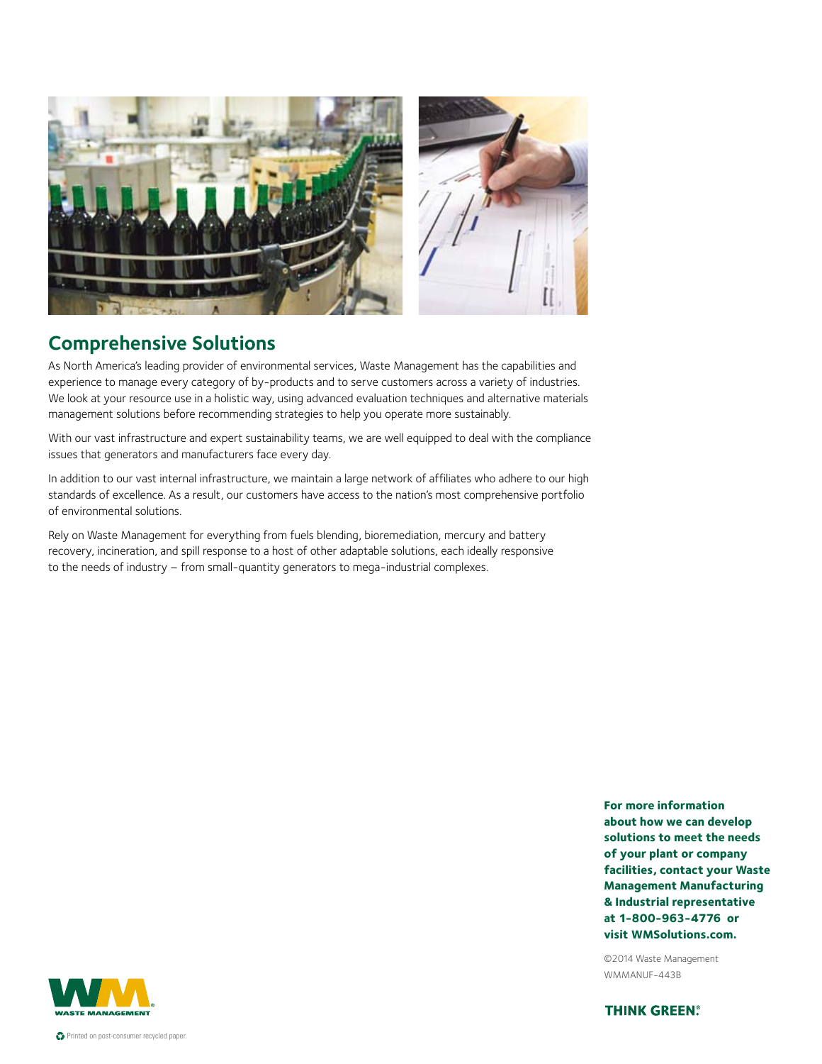## Comprehensive Solutions

As North America's leading provider of environmental services, Waste Management has the capabilities and experience to manage every category of by-products and to serve customers across a variety of industries. We look at your resource use in a holistic way, using advanced evaluation techniques and alternative materials management solutions before recommending strategies to help you operate more sustainably.

With our vast infrastructure and expert sustainability teams, we are well equipped to deal with the compliance issues that generators and manufacturers face every day.

In addition to our vast internal infrastructure, we maintain a large network of affiliates who adhere to our high standards of excellence. As a result, our customers have access to the nation's most comprehensive portfolio of environmental solutions.

Rely on Waste Management for everything from fuels blending, bioremediation, mercury and battery recovery, incineration, and spill response to a host of other adaptable solutions, each ideally responsive to the needs of industry – from small-quantity generators to mega-industrial complexes.

**For more information about how we can develop solutions to meet the needs of your plant or company facilities, contact your Waste Management Manufacturing & Industrial representative at 1-800-963-4776 or visit WMSolutions.com.**

©2014 Waste Management
WMMANUF-443B

WASTE MANAGEMENT

**THINK GREEN.®**

Printed on post-consumer recycled paper.